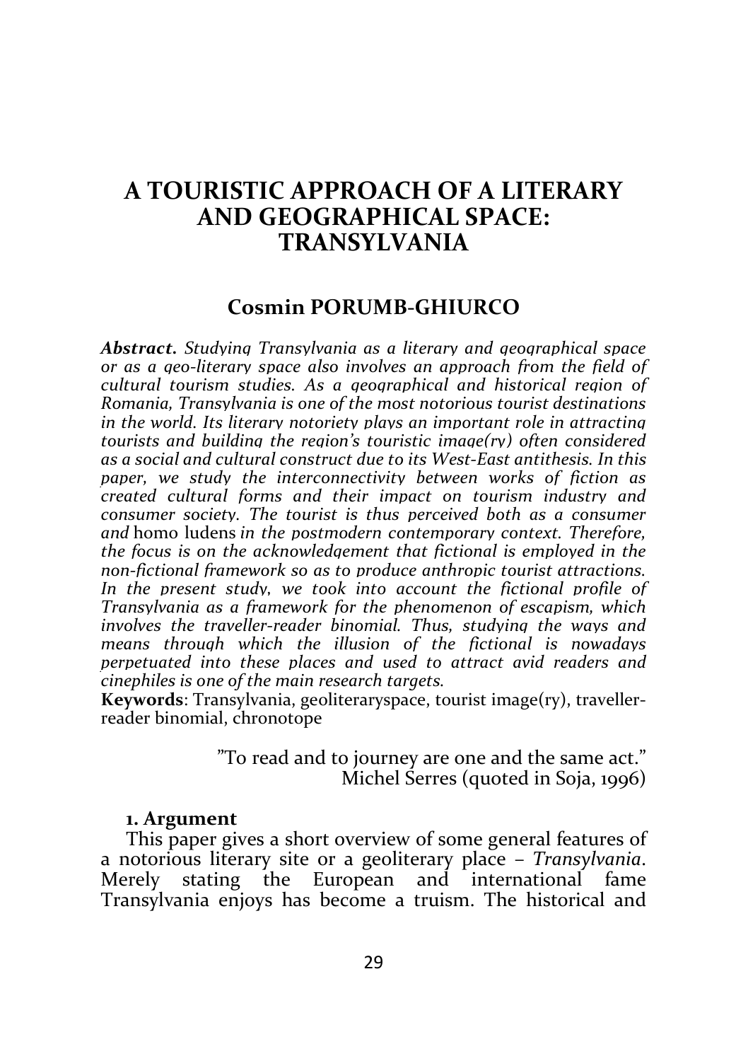# A TOURISTIC APPROACH OF A LITERARY AND GEOGRAPHICAL SPACE: TRANSYLVANIA

## Cosmin PORUMB-GHIURCO

***Abstract.*** *Studying Transylvania as a literary and geographical space or as a geo-literary space also involves an approach from the field of cultural tourism studies. As a geographical and historical region of Romania, Transylvania is one of the most notorious tourist destinations in the world. Its literary notoriety plays an important role in attracting tourists and building the region's touristic image(ry) often considered as a social and cultural construct due to its West-East antithesis. In this paper, we study the interconnectivity between works of fiction as created cultural forms and their impact on tourism industry and consumer society. The tourist is thus perceived both as a consumer and* homo ludens *in the postmodern contemporary context. Therefore, the focus is on the acknowledgement that fictional is employed in the non-fictional framework so as to produce anthropic tourist attractions. In the present study, we took into account the fictional profile of Transylvania as a framework for the phenomenon of escapism, which involves the traveller-reader binomial. Thus, studying the ways and means through which the illusion of the fictional is nowadays perpetuated into these places and used to attract avid readers and cinephiles is one of the main research targets.*

**Keywords**: Transylvania, geoliteraryspace, tourist image(ry), traveller-reader binomial, chronotope

> "To read and to journey are one and the same act."
> Michel Serres (quoted in Soja, 1996)

### 1. Argument

This paper gives a short overview of some general features of a notorious literary site or a geoliterary place – *Transylvania*. Merely stating the European and international fame Transylvania enjoys has become a truism. The historical and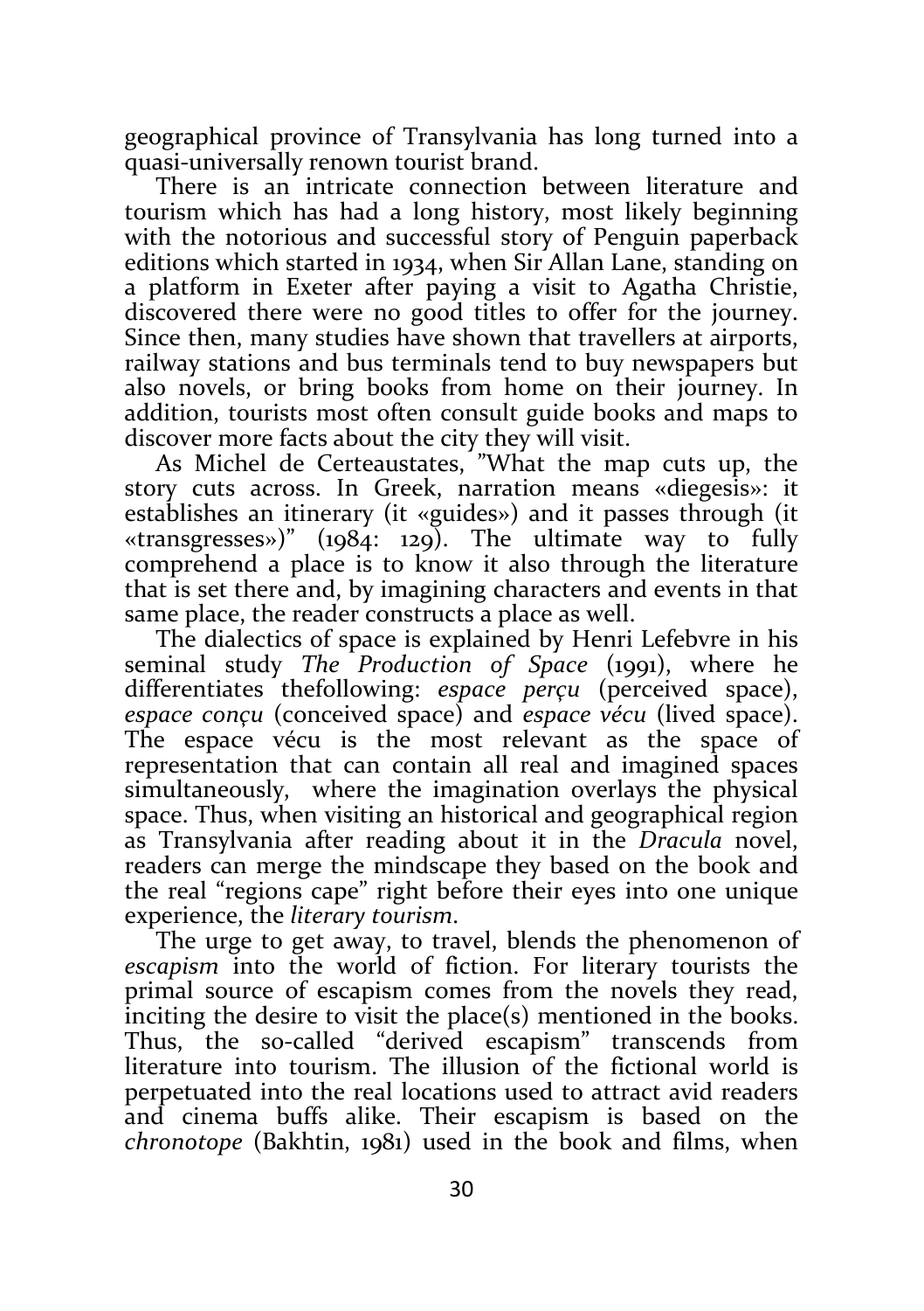geographical province of Transylvania has long turned into a quasi-universally renown tourist brand.

There is an intricate connection between literature and tourism which has had a long history, most likely beginning with the notorious and successful story of Penguin paperback editions which started in 1934, when Sir Allan Lane, standing on a platform in Exeter after paying a visit to Agatha Christie, discovered there were no good titles to offer for the journey. Since then, many studies have shown that travellers at airports, railway stations and bus terminals tend to buy newspapers but also novels, or bring books from home on their journey. In addition, tourists most often consult guide books and maps to discover more facts about the city they will visit.

As Michel de Certeaustates, "What the map cuts up, the story cuts across. In Greek, narration means «diegesis»: it establishes an itinerary (it «guides») and it passes through (it «transgresses»)" (1984: 129). The ultimate way to fully comprehend a place is to know it also through the literature that is set there and, by imagining characters and events in that same place, the reader constructs a place as well.

The dialectics of space is explained by Henri Lefebvre in his seminal study *The Production of Space* (1991), where he differentiates thefollowing: *espace perçu* (perceived space), *espace conçu* (conceived space) and *espace vécu* (lived space). The espace vécu is the most relevant as the space of representation that can contain all real and imagined spaces simultaneously, where the imagination overlays the physical space. Thus, when visiting an historical and geographical region as Transylvania after reading about it in the *Dracula* novel, readers can merge the mindscape they based on the book and the real "regions cape" right before their eyes into one unique experience, the *literary tourism*.

The urge to get away, to travel, blends the phenomenon of *escapism* into the world of fiction. For literary tourists the primal source of escapism comes from the novels they read, inciting the desire to visit the place(s) mentioned in the books. Thus, the so-called "derived escapism" transcends from literature into tourism. The illusion of the fictional world is perpetuated into the real locations used to attract avid readers and cinema buffs alike. Their escapism is based on the *chronotope* (Bakhtin, 1981) used in the book and films, when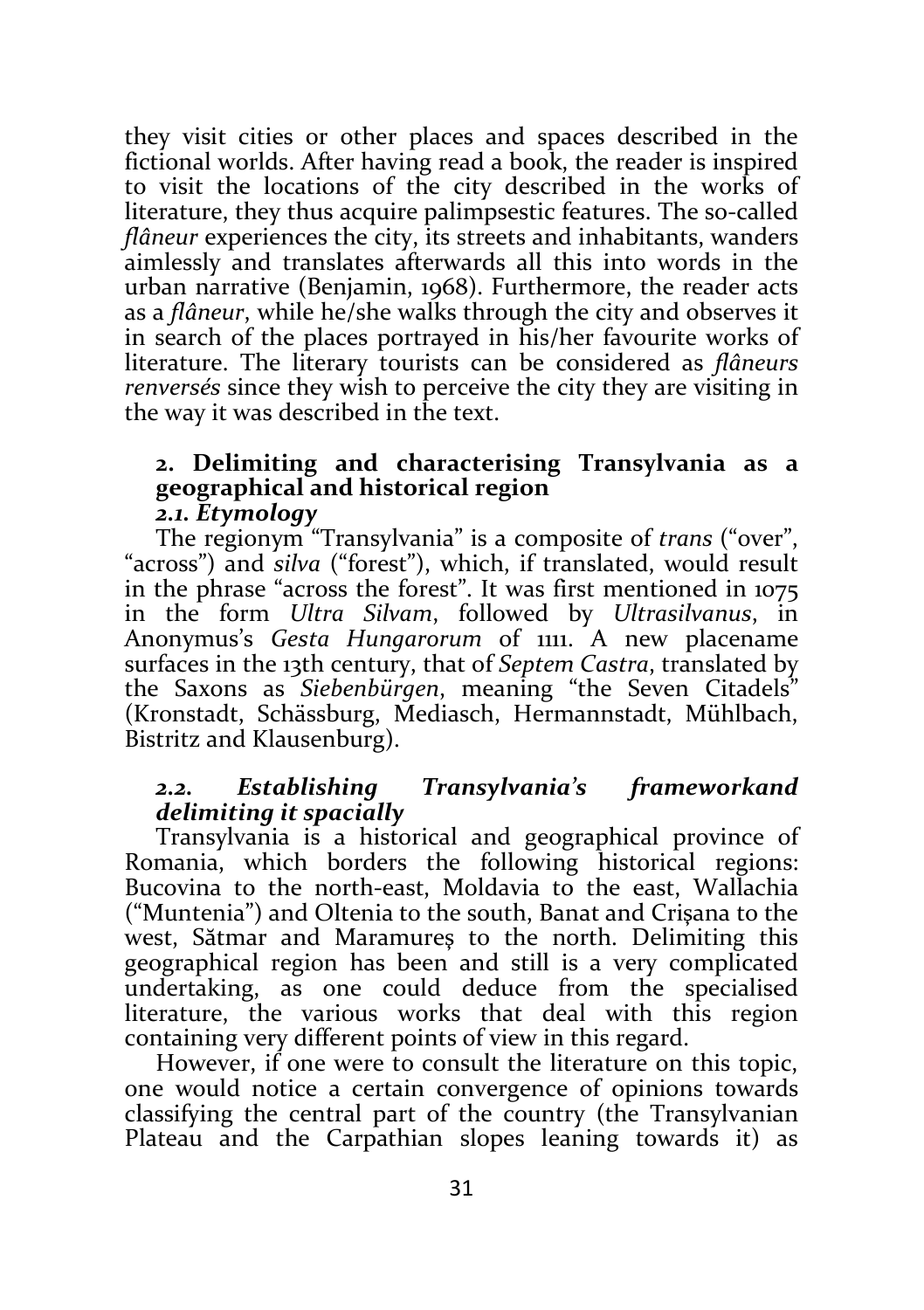they visit cities or other places and spaces described in the fictional worlds. After having read a book, the reader is inspired to visit the locations of the city described in the works of literature, they thus acquire palimpsestic features. The so-called *flâneur* experiences the city, its streets and inhabitants, wanders aimlessly and translates afterwards all this into words in the urban narrative (Benjamin, 1968). Furthermore, the reader acts as a *flâneur*, while he/she walks through the city and observes it in search of the places portrayed in his/her favourite works of literature. The literary tourists can be considered as *flâneurs renversés* since they wish to perceive the city they are visiting in the way it was described in the text.

## 2. Delimiting and characterising Transylvania as a geographical and historical region

### *2.1. Etymology*

The regionym "Transylvania" is a composite of *trans* ("over", "across") and *silva* ("forest"), which, if translated, would result in the phrase "across the forest". It was first mentioned in 1075 in the form *Ultra Silvam*, followed by *Ultrasilvanus*, in Anonymus's *Gesta Hungarorum* of 1111. A new placename surfaces in the 13th century, that of *Septem Castra*, translated by the Saxons as *Siebenbürgen*, meaning "the Seven Citadels" (Kronstadt, Schässburg, Mediasch, Hermannstadt, Mühlbach, Bistritz and Klausenburg).

### *2.2. Establishing Transylvania's frameworkand delimiting it spacially*

Transylvania is a historical and geographical province of Romania, which borders the following historical regions: Bucovina to the north-east, Moldavia to the east, Wallachia ("Muntenia") and Oltenia to the south, Banat and Crișana to the west, Sătmar and Maramureș to the north. Delimiting this geographical region has been and still is a very complicated undertaking, as one could deduce from the specialised literature, the various works that deal with this region containing very different points of view in this regard.

However, if one were to consult the literature on this topic, one would notice a certain convergence of opinions towards classifying the central part of the country (the Transylvanian Plateau and the Carpathian slopes leaning towards it) as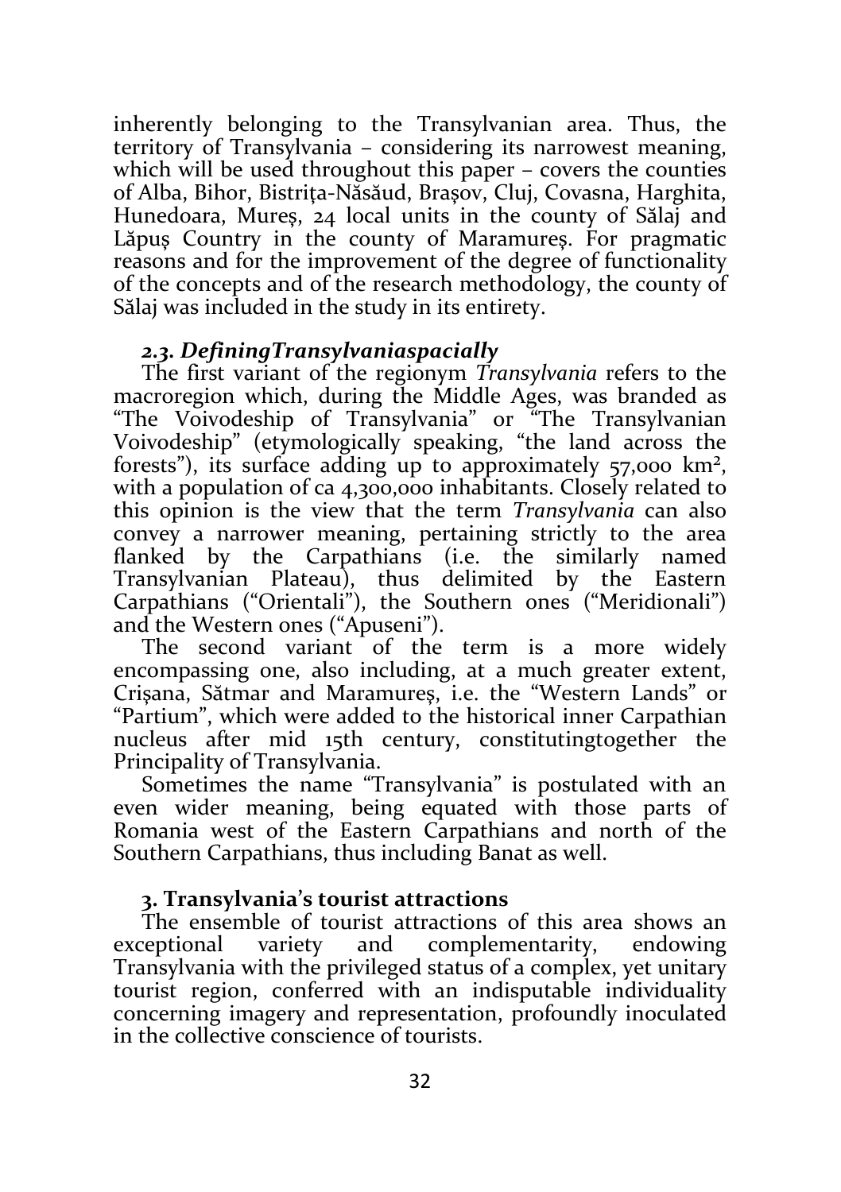inherently belonging to the Transylvanian area. Thus, the territory of Transylvania – considering its narrowest meaning, which will be used throughout this paper – covers the counties of Alba, Bihor, Bistrița-Năsăud, Brașov, Cluj, Covasna, Harghita, Hunedoara, Mureș, 24 local units in the county of Sălaj and Lăpuș Country in the county of Maramureș. For pragmatic reasons and for the improvement of the degree of functionality of the concepts and of the research methodology, the county of Sălaj was included in the study in its entirety.

### *2.3. DefiningTransylvaniaspacially*

The first variant of the regionym *Transylvania* refers to the macroregion which, during the Middle Ages, was branded as "The Voivodeship of Transylvania" or "The Transylvanian Voivodeship" (etymologically speaking, "the land across the forests"), its surface adding up to approximately 57,000 km², with a population of ca 4,300,000 inhabitants. Closely related to this opinion is the view that the term *Transylvania* can also convey a narrower meaning, pertaining strictly to the area flanked by the Carpathians (i.e. the similarly named Transylvanian Plateau), thus delimited by the Eastern Carpathians ("Orientali"), the Southern ones ("Meridionali") and the Western ones ("Apuseni").

The second variant of the term is a more widely encompassing one, also including, at a much greater extent, Crișana, Sătmar and Maramureș, i.e. the "Western Lands" or "Partium", which were added to the historical inner Carpathian nucleus after mid 15th century, constitutingtogether the Principality of Transylvania.

Sometimes the name "Transylvania" is postulated with an even wider meaning, being equated with those parts of Romania west of the Eastern Carpathians and north of the Southern Carpathians, thus including Banat as well.

## 3. Transylvania's tourist attractions

The ensemble of tourist attractions of this area shows an exceptional variety and complementarity, endowing Transylvania with the privileged status of a complex, yet unitary tourist region, conferred with an indisputable individuality concerning imagery and representation, profoundly inoculated in the collective conscience of tourists.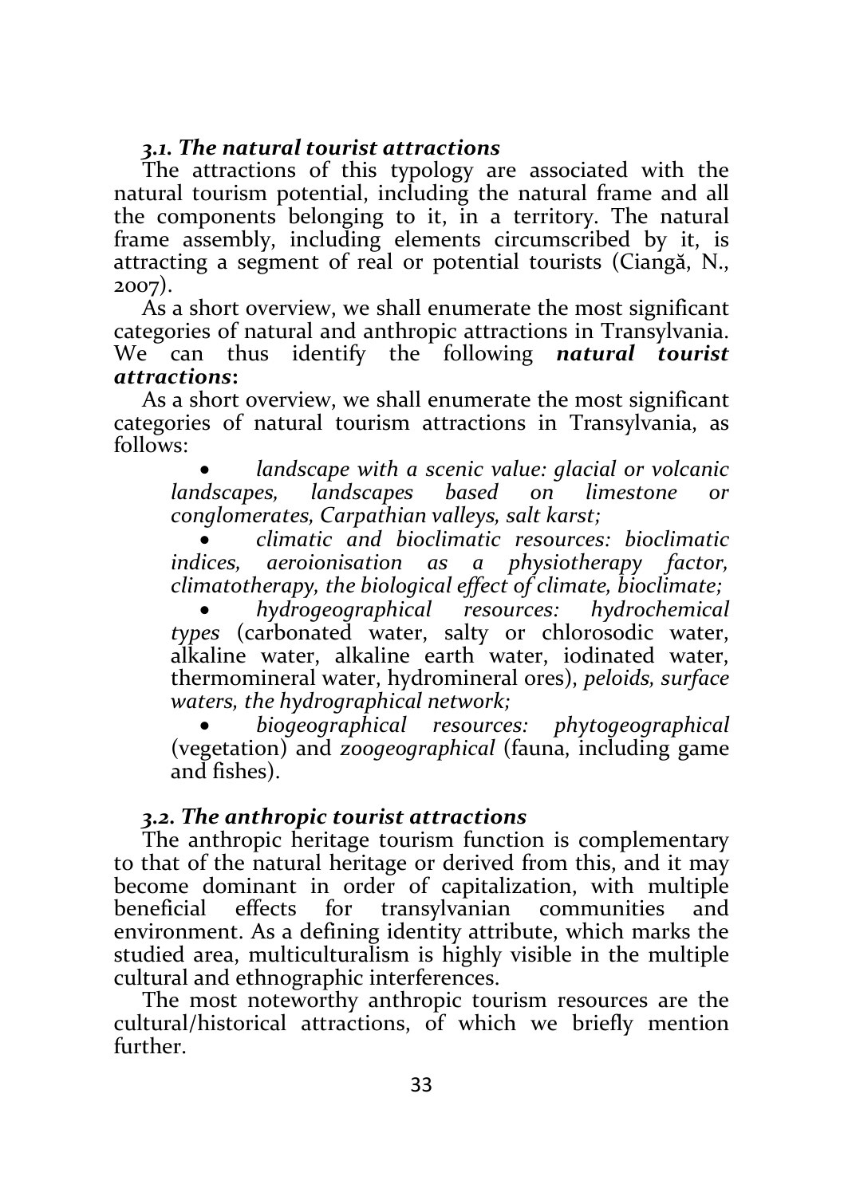### *3.1. The natural tourist attractions*

The attractions of this typology are associated with the natural tourism potential, including the natural frame and all the components belonging to it, in a territory. The natural frame assembly, including elements circumscribed by it, is attracting a segment of real or potential tourists (Ciangă, N., 2007).

As a short overview, we shall enumerate the most significant categories of natural and anthropic attractions in Transylvania. We can thus identify the following ***natural tourist attractions*****:**

As a short overview, we shall enumerate the most significant categories of natural tourism attractions in Transylvania, as follows:

- *landscape with a scenic value: glacial or volcanic landscapes, landscapes based on limestone or conglomerates, Carpathian valleys, salt karst;*
- *climatic and bioclimatic resources: bioclimatic indices, aeroionisation as a physiotherapy factor, climatotherapy, the biological effect of climate, bioclimate;*
- *hydrogeographical resources: hydrochemical types* (carbonated water, salty or chlorosodic water, alkaline water, alkaline earth water, iodinated water, thermomineral water, hydromineral ores), *peloids, surface waters, the hydrographical network;*
- *biogeographical resources: phytogeographical* (vegetation) and *zoogeographical* (fauna, including game and fishes).

### *3.2. The anthropic tourist attractions*

The anthropic heritage tourism function is complementary to that of the natural heritage or derived from this, and it may become dominant in order of capitalization, with multiple beneficial effects for transylvanian communities and environment. As a defining identity attribute, which marks the studied area, multiculturalism is highly visible in the multiple cultural and ethnographic interferences.

The most noteworthy anthropic tourism resources are the cultural/historical attractions, of which we briefly mention further.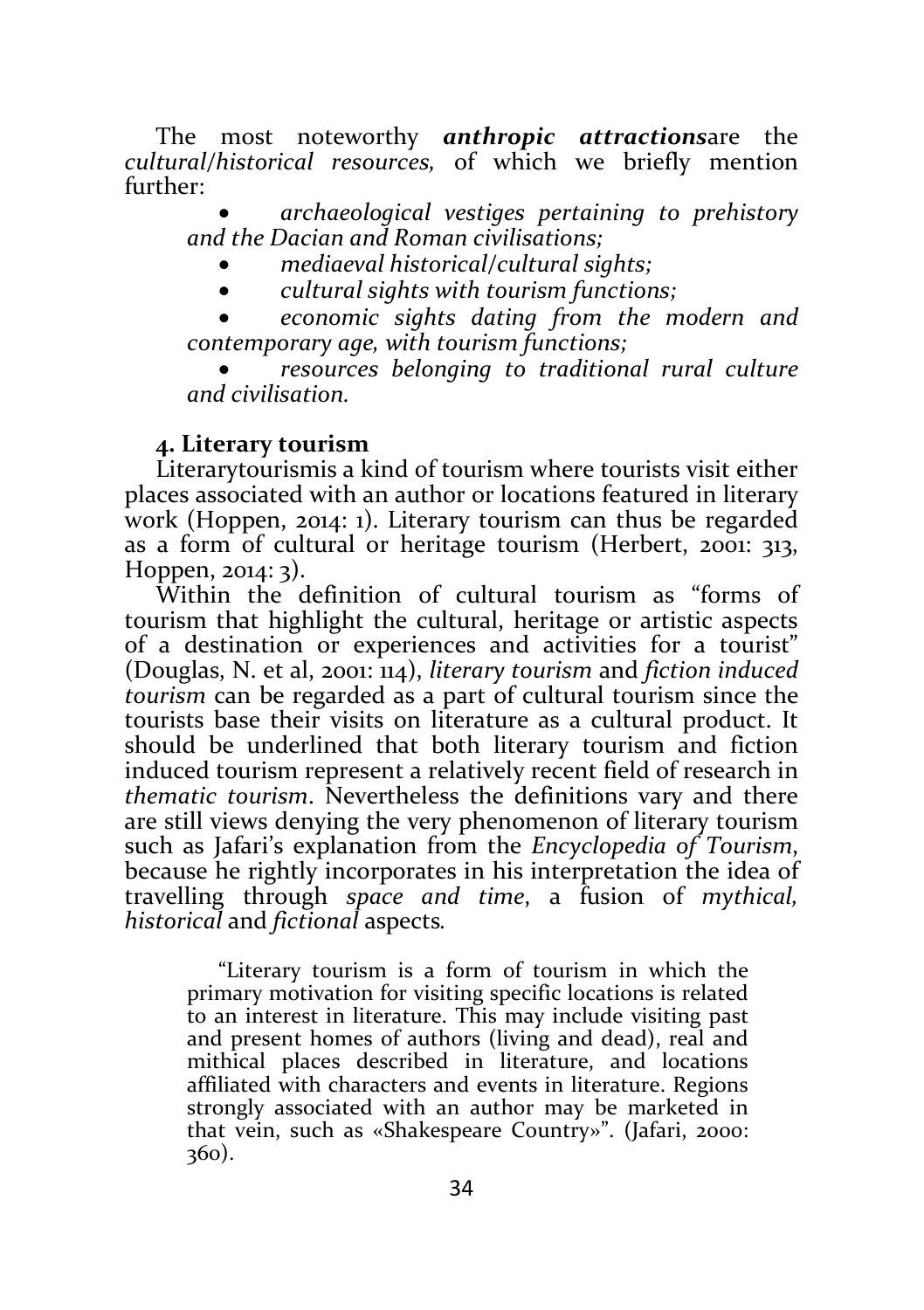The most noteworthy ***anthropic attractions*** are the *cultural/historical resources,* of which we briefly mention further:

- *archaeological vestiges pertaining to prehistory and the Dacian and Roman civilisations;*
- *mediaeval historical/cultural sights;*
- *cultural sights with tourism functions;*
- *economic sights dating from the modern and contemporary age, with tourism functions;*
- *resources belonging to traditional rural culture and civilisation.*

**4. Literary tourism**

Literarytourismis a kind of tourism where tourists visit either places associated with an author or locations featured in literary work (Hoppen, 2014: 1). Literary tourism can thus be regarded as a form of cultural or heritage tourism (Herbert, 2001: 313, Hoppen, 2014: 3).

Within the definition of cultural tourism as "forms of tourism that highlight the cultural, heritage or artistic aspects of a destination or experiences and activities for a tourist" (Douglas, N. et al, 2001: 114), *literary tourism* and *fiction induced tourism* can be regarded as a part of cultural tourism since the tourists base their visits on literature as a cultural product. It should be underlined that both literary tourism and fiction induced tourism represent a relatively recent field of research in *thematic tourism*. Nevertheless the definitions vary and there are still views denying the very phenomenon of literary tourism such as Jafari's explanation from the *Encyclopedia of Tourism*, because he rightly incorporates in his interpretation the idea of travelling through *space and time*, a fusion of *mythical, historical* and *fictional* aspects.

> "Literary tourism is a form of tourism in which the primary motivation for visiting specific locations is related to an interest in literature. This may include visiting past and present homes of authors (living and dead), real and mithical places described in literature, and locations affiliated with characters and events in literature. Regions strongly associated with an author may be marketed in that vein, such as «Shakespeare Country»". (Jafari, 2000: 360).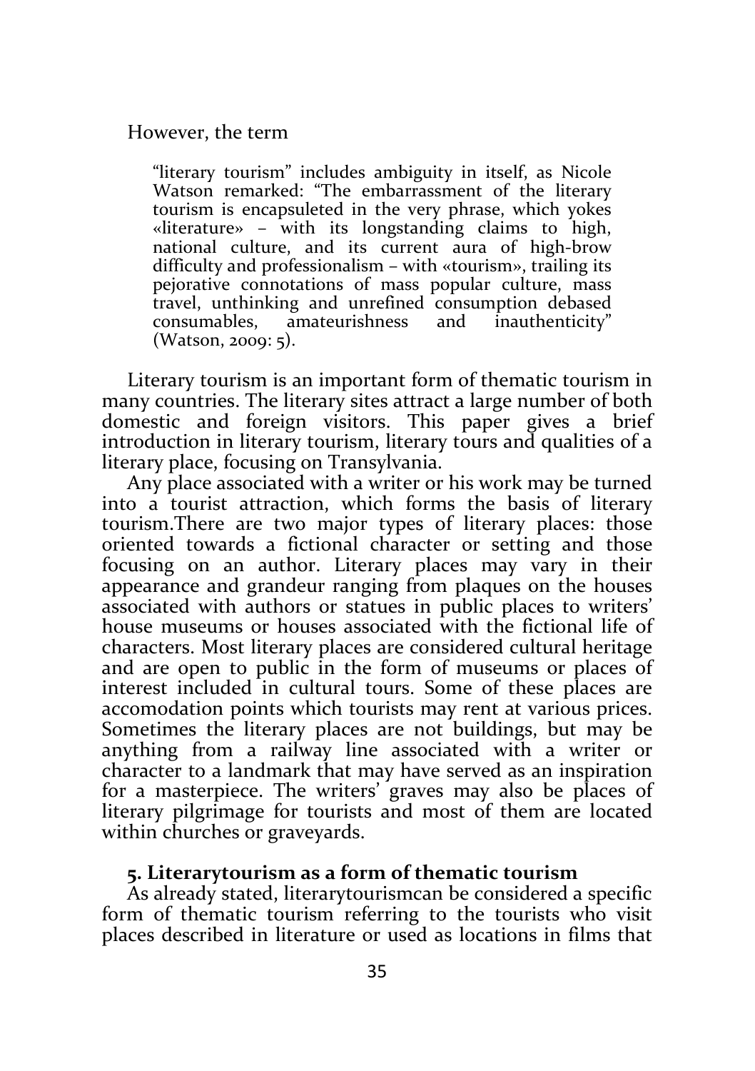However, the term

> "literary tourism" includes ambiguity in itself, as Nicole Watson remarked: "The embarrassment of the literary tourism is encapsuleted in the very phrase, which yokes «literature» – with its longstanding claims to high, national culture, and its current aura of high-brow difficulty and professionalism – with «tourism», trailing its pejorative connotations of mass popular culture, mass travel, unthinking and unrefined consumption debased consumables, amateurishness and inauthenticity" (Watson, 2009: 5).

Literary tourism is an important form of thematic tourism in many countries. The literary sites attract a large number of both domestic and foreign visitors. This paper gives a brief introduction in literary tourism, literary tours and qualities of a literary place, focusing on Transylvania.

Any place associated with a writer or his work may be turned into a tourist attraction, which forms the basis of literary tourism.There are two major types of literary places: those oriented towards a fictional character or setting and those focusing on an author. Literary places may vary in their appearance and grandeur ranging from plaques on the houses associated with authors or statues in public places to writers' house museums or houses associated with the fictional life of characters. Most literary places are considered cultural heritage and are open to public in the form of museums or places of interest included in cultural tours. Some of these places are accomodation points which tourists may rent at various prices. Sometimes the literary places are not buildings, but may be anything from a railway line associated with a writer or character to a landmark that may have served as an inspiration for a masterpiece. The writers' graves may also be places of literary pilgrimage for tourists and most of them are located within churches or graveyards.

## 5. Literarytourism as a form of thematic tourism

As already stated, literarytourismcan be considered a specific form of thematic tourism referring to the tourists who visit places described in literature or used as locations in films that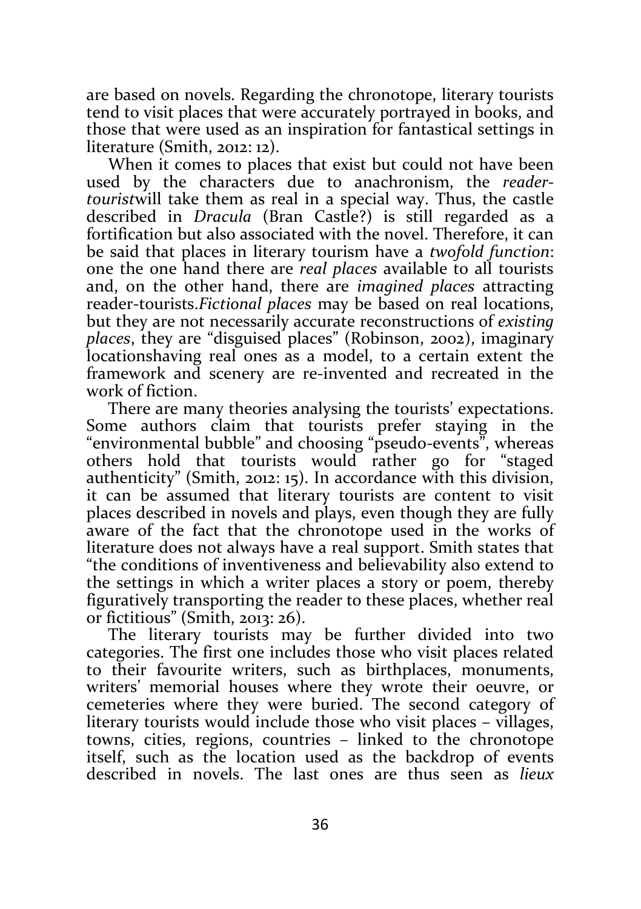are based on novels. Regarding the chronotope, literary tourists tend to visit places that were accurately portrayed in books, and those that were used as an inspiration for fantastical settings in literature (Smith, 2012: 12).

When it comes to places that exist but could not have been used by the characters due to anachronism, the *reader-tourist*will take them as real in a special way. Thus, the castle described in *Dracula* (Bran Castle?) is still regarded as a fortification but also associated with the novel. Therefore, it can be said that places in literary tourism have a *twofold function*: one the one hand there are *real places* available to all tourists and, on the other hand, there are *imagined places* attracting reader-tourists.*Fictional places* may be based on real locations, but they are not necessarily accurate reconstructions of *existing places*, they are "disguised places" (Robinson, 2002), imaginary locationshaving real ones as a model, to a certain extent the framework and scenery are re-invented and recreated in the work of fiction.

There are many theories analysing the tourists' expectations. Some authors claim that tourists prefer staying in the "environmental bubble" and choosing "pseudo-events", whereas others hold that tourists would rather go for "staged authenticity" (Smith, 2012: 15). In accordance with this division, it can be assumed that literary tourists are content to visit places described in novels and plays, even though they are fully aware of the fact that the chronotope used in the works of literature does not always have a real support. Smith states that "the conditions of inventiveness and believability also extend to the settings in which a writer places a story or poem, thereby figuratively transporting the reader to these places, whether real or fictitious" (Smith, 2013: 26).

The literary tourists may be further divided into two categories. The first one includes those who visit places related to their favourite writers, such as birthplaces, monuments, writers' memorial houses where they wrote their oeuvre, or cemeteries where they were buried. The second category of literary tourists would include those who visit places – villages, towns, cities, regions, countries – linked to the chronotope itself, such as the location used as the backdrop of events described in novels. The last ones are thus seen as *lieux*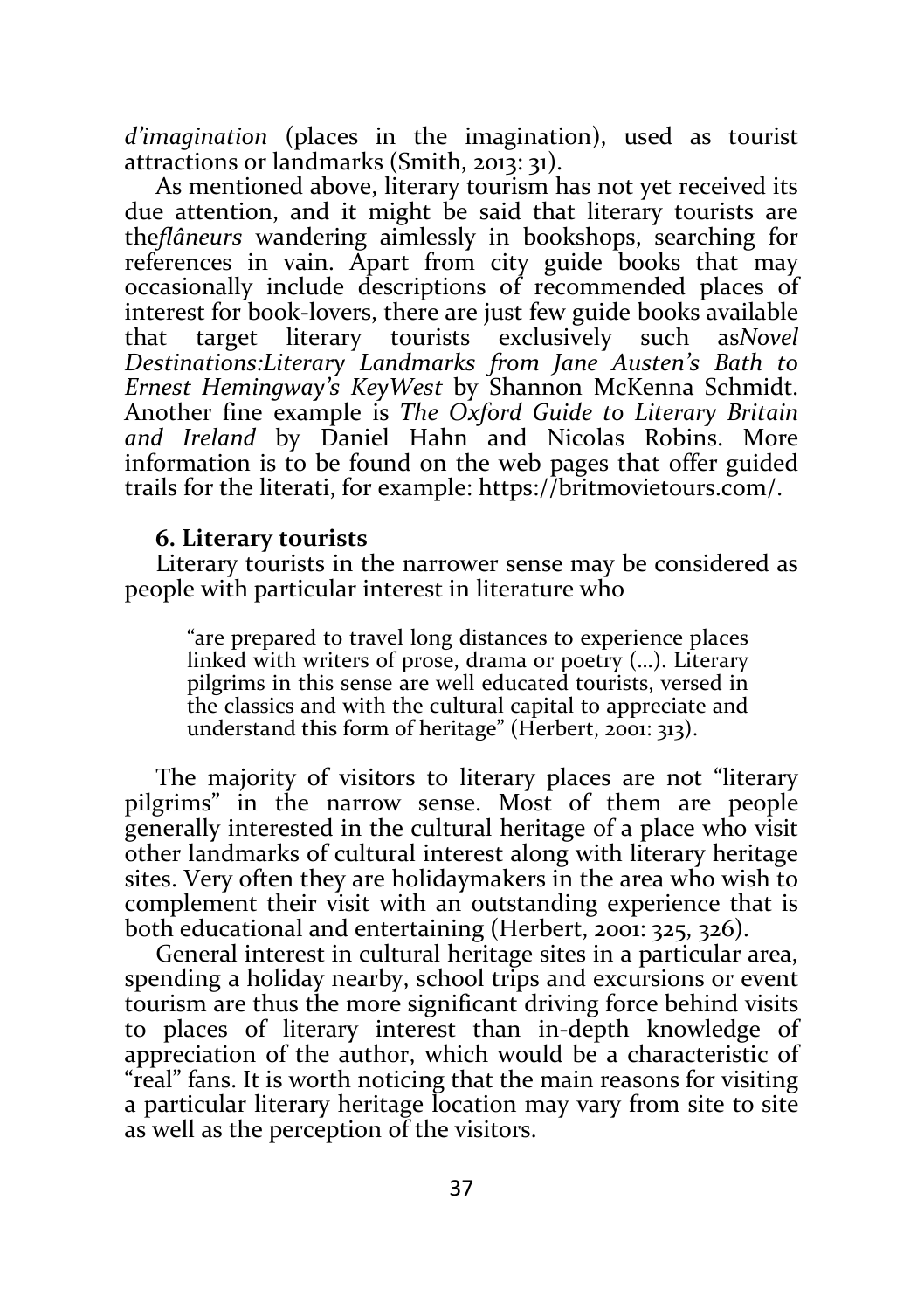*d'imagination* (places in the imagination), used as tourist attractions or landmarks (Smith, 2013: 31).

As mentioned above, literary tourism has not yet received its due attention, and it might be said that literary tourists are the*flâneurs* wandering aimlessly in bookshops, searching for references in vain. Apart from city guide books that may occasionally include descriptions of recommended places of interest for book-lovers, there are just few guide books available that target literary tourists exclusively such as*Novel Destinations:Literary Landmarks from Jane Austen's Bath to Ernest Hemingway's KeyWest* by Shannon McKenna Schmidt. Another fine example is *The Oxford Guide to Literary Britain and Ireland* by Daniel Hahn and Nicolas Robins. More information is to be found on the web pages that offer guided trails for the literati, for example: https://britmovietours.com/.

### 6. Literary tourists

Literary tourists in the narrower sense may be considered as people with particular interest in literature who

> "are prepared to travel long distances to experience places linked with writers of prose, drama or poetry (...). Literary pilgrims in this sense are well educated tourists, versed in the classics and with the cultural capital to appreciate and understand this form of heritage" (Herbert, 2001: 313).

The majority of visitors to literary places are not "literary pilgrims" in the narrow sense. Most of them are people generally interested in the cultural heritage of a place who visit other landmarks of cultural interest along with literary heritage sites. Very often they are holidaymakers in the area who wish to complement their visit with an outstanding experience that is both educational and entertaining (Herbert, 2001: 325, 326).

General interest in cultural heritage sites in a particular area, spending a holiday nearby, school trips and excursions or event tourism are thus the more significant driving force behind visits to places of literary interest than in-depth knowledge of appreciation of the author, which would be a characteristic of "real" fans. It is worth noticing that the main reasons for visiting a particular literary heritage location may vary from site to site as well as the perception of the visitors.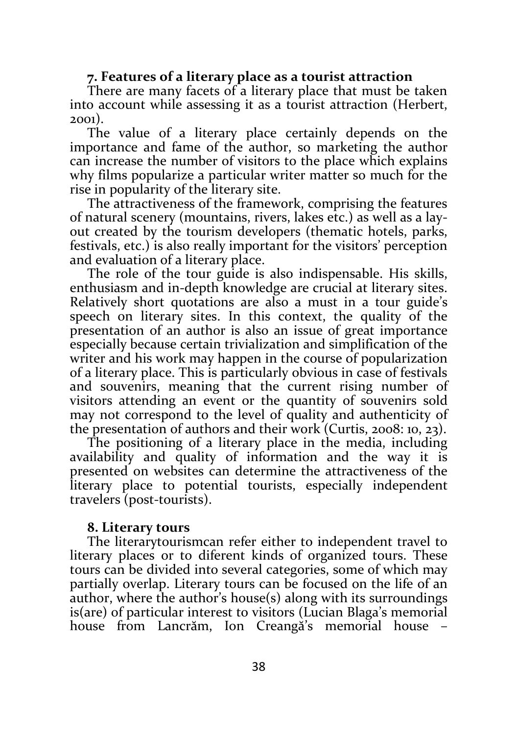### 7. Features of a literary place as a tourist attraction

There are many facets of a literary place that must be taken into account while assessing it as a tourist attraction (Herbert, 2001).

The value of a literary place certainly depends on the importance and fame of the author, so marketing the author can increase the number of visitors to the place which explains why films popularize a particular writer matter so much for the rise in popularity of the literary site.

The attractiveness of the framework, comprising the features of natural scenery (mountains, rivers, lakes etc.) as well as a lay-out created by the tourism developers (thematic hotels, parks, festivals, etc.) is also really important for the visitors' perception and evaluation of a literary place.

The role of the tour guide is also indispensable. His skills, enthusiasm and in-depth knowledge are crucial at literary sites. Relatively short quotations are also a must in a tour guide's speech on literary sites. In this context, the quality of the presentation of an author is also an issue of great importance especially because certain trivialization and simplification of the writer and his work may happen in the course of popularization of a literary place. This is particularly obvious in case of festivals and souvenirs, meaning that the current rising number of visitors attending an event or the quantity of souvenirs sold may not correspond to the level of quality and authenticity of the presentation of authors and their work (Curtis, 2008: 10, 23).

The positioning of a literary place in the media, including availability and quality of information and the way it is presented on websites can determine the attractiveness of the literary place to potential tourists, especially independent travelers (post-tourists).

### 8. Literary tours

The literarytourismcan refer either to independent travel to literary places or to diferent kinds of organized tours. These tours can be divided into several categories, some of which may partially overlap. Literary tours can be focused on the life of an author, where the author's house(s) along with its surroundings is(are) of particular interest to visitors (Lucian Blaga's memorial house from Lancrăm, Ion Creangă's memorial house –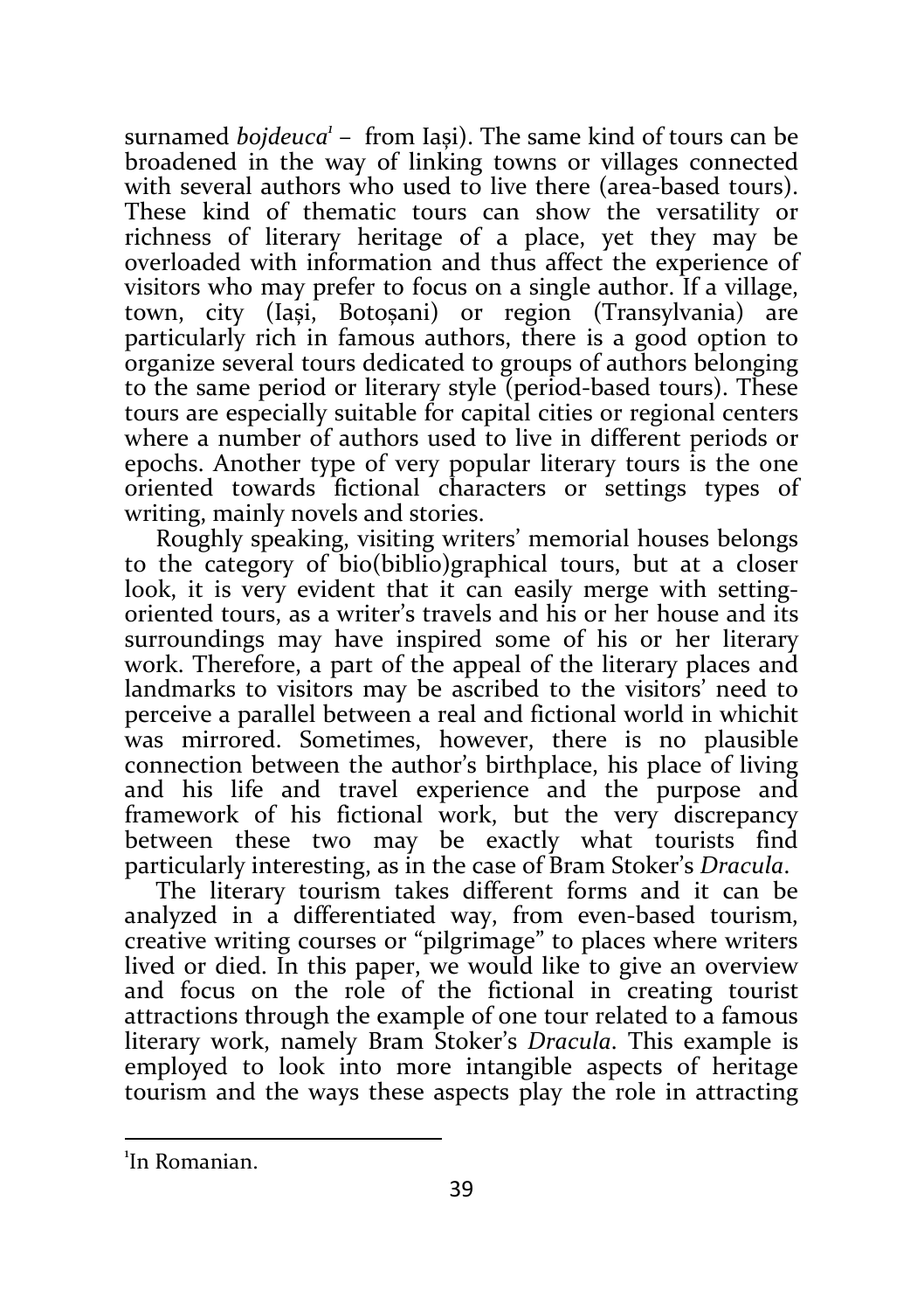surnamed *bojdeuca*[1] – from Iași). The same kind of tours can be broadened in the way of linking towns or villages connected with several authors who used to live there (area-based tours). These kind of thematic tours can show the versatility or richness of literary heritage of a place, yet they may be overloaded with information and thus affect the experience of visitors who may prefer to focus on a single author. If a village, town, city (Iași, Botoșani) or region (Transylvania) are particularly rich in famous authors, there is a good option to organize several tours dedicated to groups of authors belonging to the same period or literary style (period-based tours). These tours are especially suitable for capital cities or regional centers where a number of authors used to live in different periods or epochs. Another type of very popular literary tours is the one oriented towards fictional characters or settings types of writing, mainly novels and stories.

Roughly speaking, visiting writers' memorial houses belongs to the category of bio(biblio)graphical tours, but at a closer look, it is very evident that it can easily merge with setting-oriented tours, as a writer's travels and his or her house and its surroundings may have inspired some of his or her literary work. Therefore, a part of the appeal of the literary places and landmarks to visitors may be ascribed to the visitors' need to perceive a parallel between a real and fictional world in whichit was mirrored. Sometimes, however, there is no plausible connection between the author's birthplace, his place of living and his life and travel experience and the purpose and framework of his fictional work, but the very discrepancy between these two may be exactly what tourists find particularly interesting, as in the case of Bram Stoker's *Dracula*.

The literary tourism takes different forms and it can be analyzed in a differentiated way, from even-based tourism, creative writing courses or "pilgrimage" to places where writers lived or died. In this paper, we would like to give an overview and focus on the role of the fictional in creating tourist attractions through the example of one tour related to a famous literary work, namely Bram Stoker's *Dracula*. This example is employed to look into more intangible aspects of heritage tourism and the ways these aspects play the role in attracting

---

[1] In Romanian.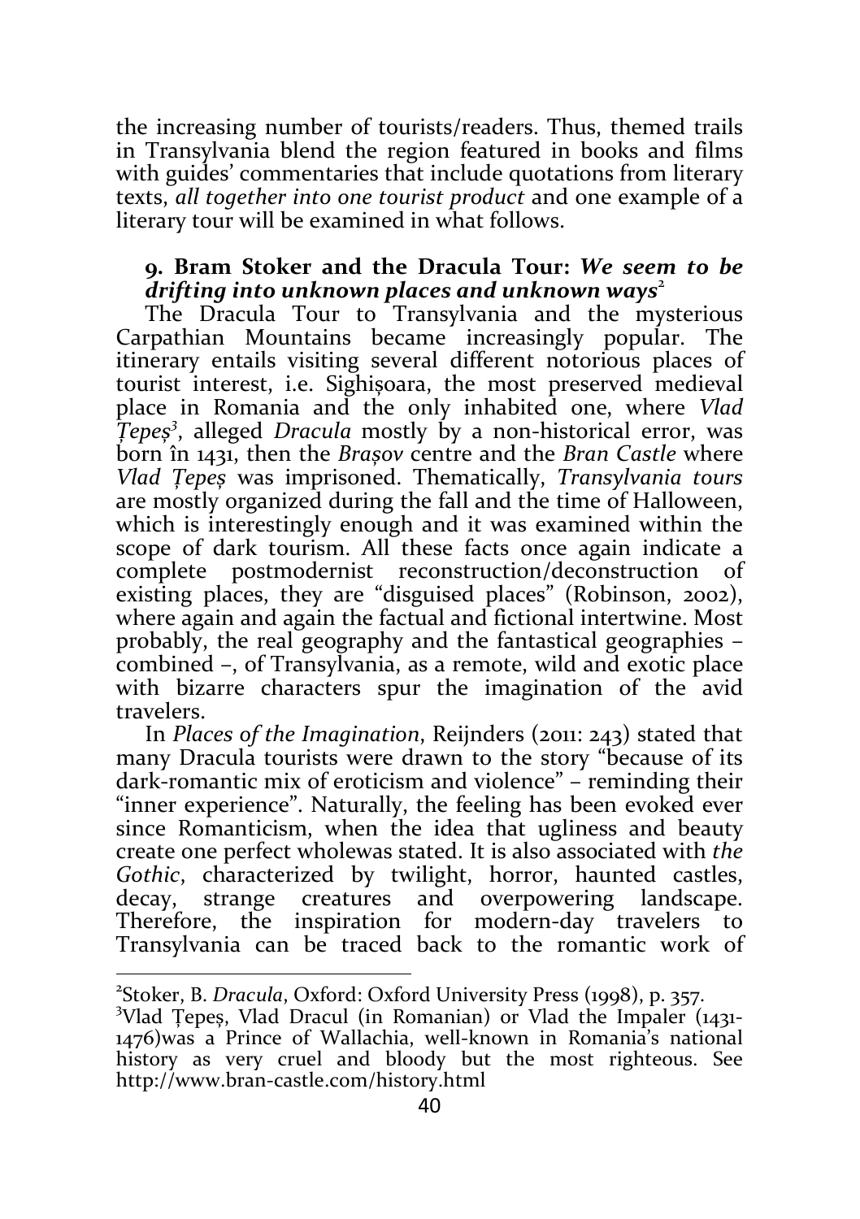the increasing number of tourists/readers. Thus, themed trails in Transylvania blend the region featured in books and films with guides' commentaries that include quotations from literary texts, *all together into one tourist product* and one example of a literary tour will be examined in what follows.

## 9. Bram Stoker and the Dracula Tour: *We seem to be drifting into unknown places and unknown ways*[2]

The Dracula Tour to Transylvania and the mysterious Carpathian Mountains became increasingly popular. The itinerary entails visiting several different notorious places of tourist interest, i.e. Sighișoara, the most preserved medieval place in Romania and the only inhabited one, where *Vlad Țepeș*[3], alleged *Dracula* mostly by a non-historical error, was born în 1431, then the *Brașov* centre and the *Bran Castle* where *Vlad Țepeș* was imprisoned. Thematically, *Transylvania tours* are mostly organized during the fall and the time of Halloween, which is interestingly enough and it was examined within the scope of dark tourism. All these facts once again indicate a complete postmodernist reconstruction/deconstruction of existing places, they are "disguised places" (Robinson, 2002), where again and again the factual and fictional intertwine. Most probably, the real geography and the fantastical geographies – combined –, of Transylvania, as a remote, wild and exotic place with bizarre characters spur the imagination of the avid travelers.

In *Places of the Imagination*, Reijnders (2011: 243) stated that many Dracula tourists were drawn to the story "because of its dark-romantic mix of eroticism and violence" – reminding their "inner experience". Naturally, the feeling has been evoked ever since Romanticism, when the idea that ugliness and beauty create one perfect wholewas stated. It is also associated with *the Gothic*, characterized by twilight, horror, haunted castles, decay, strange creatures and overpowering landscape. Therefore, the inspiration for modern-day travelers to Transylvania can be traced back to the romantic work of

---

[2]Stoker, B. *Dracula*, Oxford: Oxford University Press (1998), p. 357.

[3]Vlad Țepeș, Vlad Dracul (in Romanian) or Vlad the Impaler (1431-1476)was a Prince of Wallachia, well-known in Romania's national history as very cruel and bloody but the most righteous. See http://www.bran-castle.com/history.html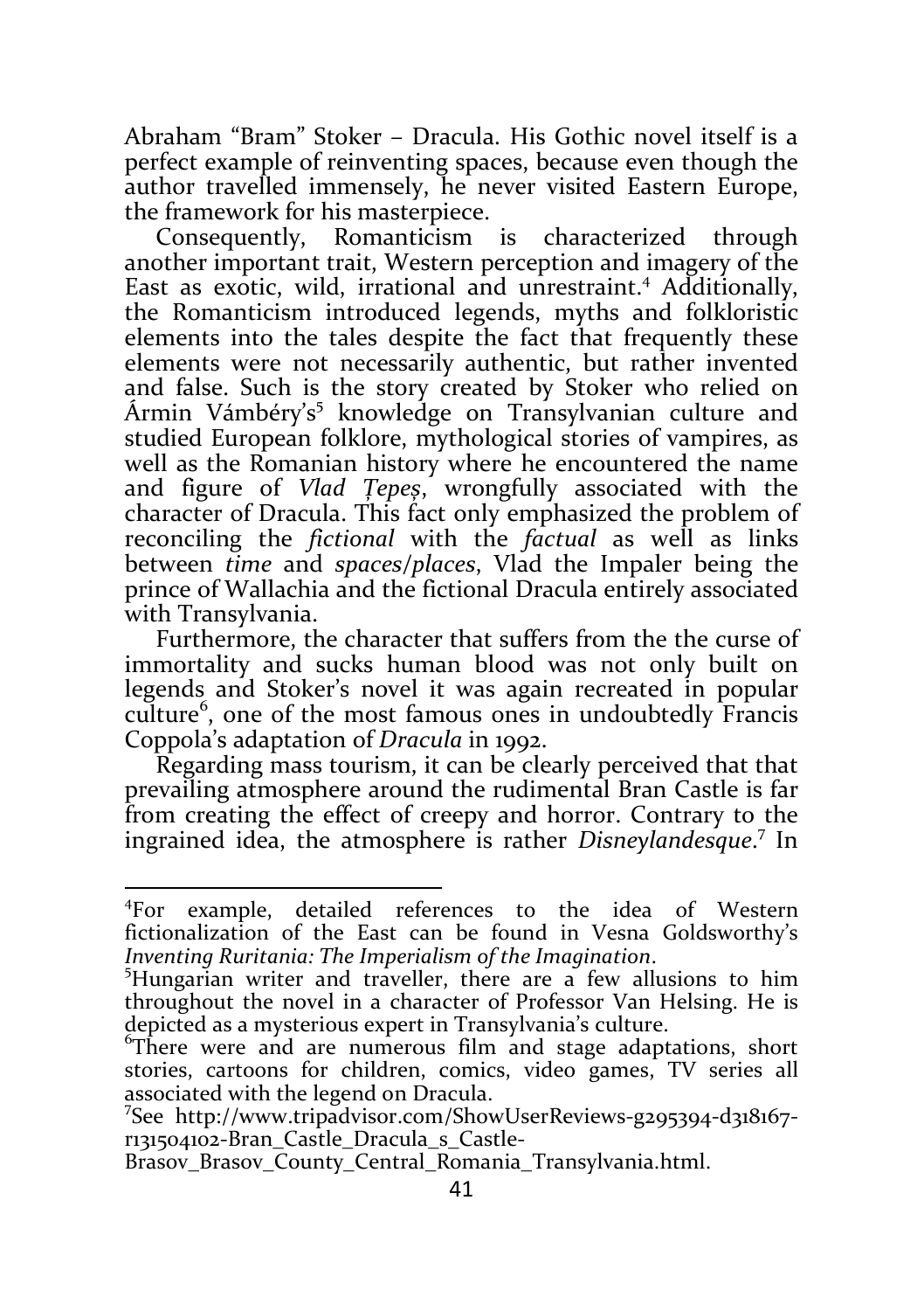Abraham "Bram" Stoker – Dracula. His Gothic novel itself is a perfect example of reinventing spaces, because even though the author travelled immensely, he never visited Eastern Europe, the framework for his masterpiece.

Consequently, Romanticism is characterized through another important trait, Western perception and imagery of the East as exotic, wild, irrational and unrestraint.[4] Additionally, the Romanticism introduced legends, myths and folkloristic elements into the tales despite the fact that frequently these elements were not necessarily authentic, but rather invented and false. Such is the story created by Stoker who relied on Ármin Vámbéry's[5] knowledge on Transylvanian culture and studied European folklore, mythological stories of vampires, as well as the Romanian history where he encountered the name and figure of *Vlad Țepeș*, wrongfully associated with the character of Dracula. This fact only emphasized the problem of reconciling the *fictional* with the *factual* as well as links between *time* and *spaces/places*, Vlad the Impaler being the prince of Wallachia and the fictional Dracula entirely associated with Transylvania.

Furthermore, the character that suffers from the the curse of immortality and sucks human blood was not only built on legends and Stoker's novel it was again recreated in popular culture[6], one of the most famous ones in undoubtedly Francis Coppola's adaptation of *Dracula* in 1992.

Regarding mass tourism, it can be clearly perceived that that prevailing atmosphere around the rudimental Bran Castle is far from creating the effect of creepy and horror. Contrary to the ingrained idea, the atmosphere is rather *Disneylandesque*.[7] In

---

[4]For example, detailed references to the idea of Western fictionalization of the East can be found in Vesna Goldsworthy's *Inventing Ruritania: The Imperialism of the Imagination*.

[5]Hungarian writer and traveller, there are a few allusions to him throughout the novel in a character of Professor Van Helsing. He is depicted as a mysterious expert in Transylvania's culture.

[6]There were and are numerous film and stage adaptations, short stories, cartoons for children, comics, video games, TV series all associated with the legend on Dracula.

[7]See http://www.tripadvisor.com/ShowUserReviews-g295394-d318167-r131504102-Bran_Castle_Dracula_s_Castle-Brasov_Brasov_County_Central_Romania_Transylvania.html.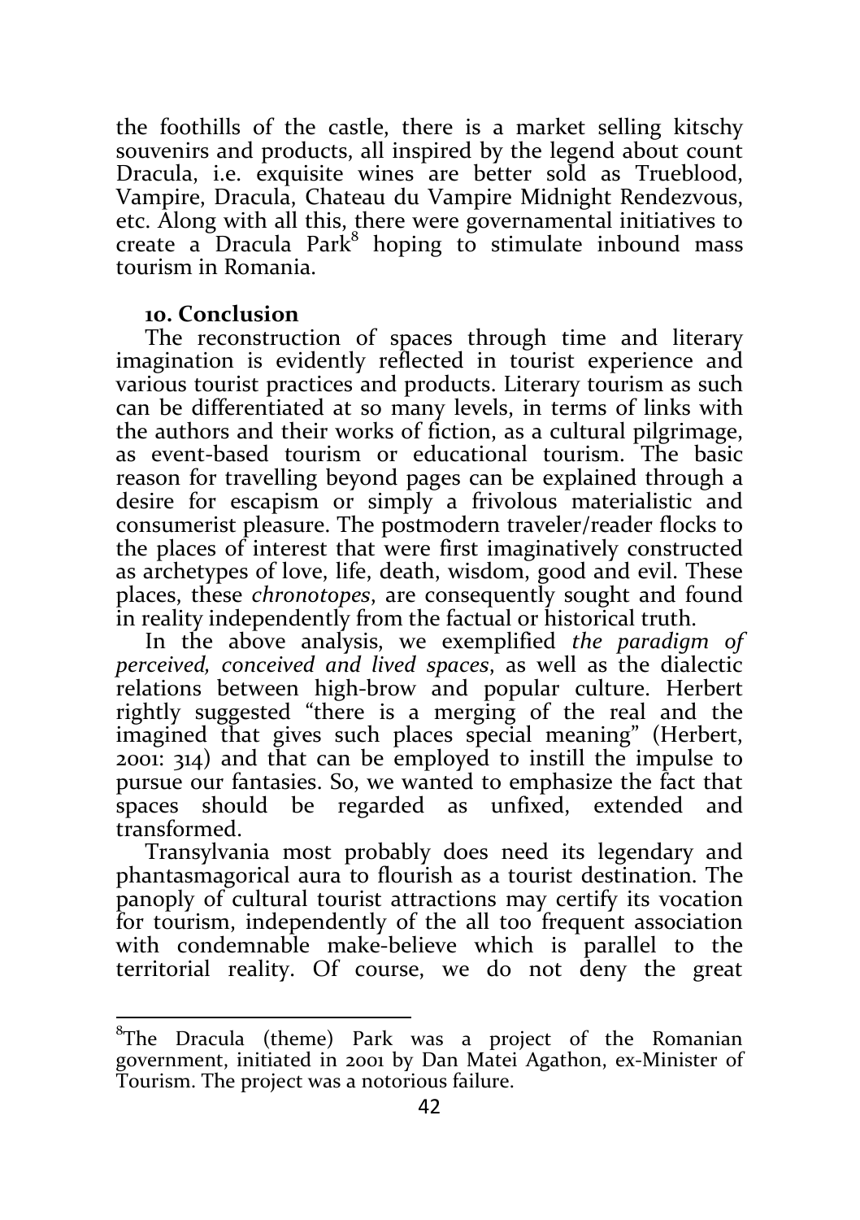the foothills of the castle, there is a market selling kitschy souvenirs and products, all inspired by the legend about count Dracula, i.e. exquisite wines are better sold as Trueblood, Vampire, Dracula, Chateau du Vampire Midnight Rendezvous, etc. Along with all this, there were governamental initiatives to create a Dracula Park[8] hoping to stimulate inbound mass tourism in Romania.

## 10. Conclusion

The reconstruction of spaces through time and literary imagination is evidently reflected in tourist experience and various tourist practices and products. Literary tourism as such can be differentiated at so many levels, in terms of links with the authors and their works of fiction, as a cultural pilgrimage, as event-based tourism or educational tourism. The basic reason for travelling beyond pages can be explained through a desire for escapism or simply a frivolous materialistic and consumerist pleasure. The postmodern traveler/reader flocks to the places of interest that were first imaginatively constructed as archetypes of love, life, death, wisdom, good and evil. These places, these *chronotopes*, are consequently sought and found in reality independently from the factual or historical truth.

In the above analysis, we exemplified *the paradigm of perceived, conceived and lived spaces*, as well as the dialectic relations between high-brow and popular culture. Herbert rightly suggested "there is a merging of the real and the imagined that gives such places special meaning" (Herbert, 2001: 314) and that can be employed to instill the impulse to pursue our fantasies. So, we wanted to emphasize the fact that spaces should be regarded as unfixed, extended and transformed.

Transylvania most probably does need its legendary and phantasmagorical aura to flourish as a tourist destination. The panoply of cultural tourist attractions may certify its vocation for tourism, independently of the all too frequent association with condemnable make-believe which is parallel to the territorial reality. Of course, we do not deny the great

---

[8] The Dracula (theme) Park was a project of the Romanian government, initiated in 2001 by Dan Matei Agathon, ex-Minister of Tourism. The project was a notorious failure.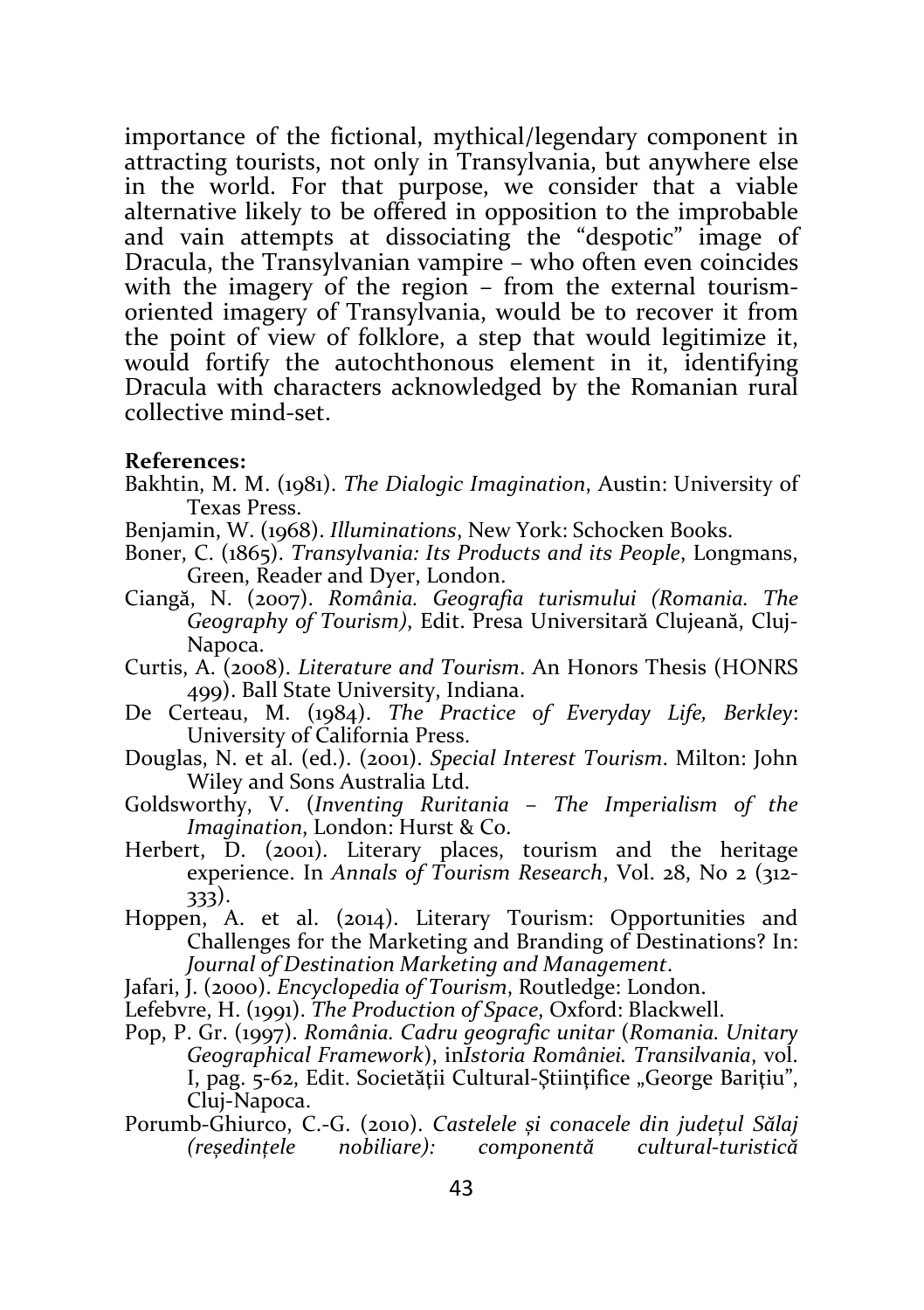importance of the fictional, mythical/legendary component in attracting tourists, not only in Transylvania, but anywhere else in the world. For that purpose, we consider that a viable alternative likely to be offered in opposition to the improbable and vain attempts at dissociating the "despotic" image of Dracula, the Transylvanian vampire – who often even coincides with the imagery of the region – from the external tourism-oriented imagery of Transylvania, would be to recover it from the point of view of folklore, a step that would legitimize it, would fortify the autochthonous element in it, identifying Dracula with characters acknowledged by the Romanian rural collective mind-set.

**References:**

Bakhtin, M. M. (1981). *The Dialogic Imagination*, Austin: University of Texas Press.

Benjamin, W. (1968). *Illuminations*, New York: Schocken Books.

Boner, C. (1865). *Transylvania: Its Products and its People*, Longmans, Green, Reader and Dyer, London.

Ciangă, N. (2007). *România. Geografia turismului (Romania. The Geography of Tourism)*, Edit. Presa Universitară Clujeană, Cluj-Napoca.

Curtis, A. (2008). *Literature and Tourism*. An Honors Thesis (HONRS 499). Ball State University, Indiana.

De Certeau, M. (1984). *The Practice of Everyday Life, Berkley*: University of California Press.

Douglas, N. et al. (ed.). (2001). *Special Interest Tourism*. Milton: John Wiley and Sons Australia Ltd.

Goldsworthy, V. (*Inventing Ruritania – The Imperialism of the Imagination*, London: Hurst & Co.

Herbert, D. (2001). Literary places, tourism and the heritage experience. In *Annals of Tourism Research*, Vol. 28, No 2 (312-333).

Hoppen, A. et al. (2014). Literary Tourism: Opportunities and Challenges for the Marketing and Branding of Destinations? In: *Journal of Destination Marketing and Management*.

Jafari, J. (2000). *Encyclopedia of Tourism*, Routledge: London.

Lefebvre, H. (1991). *The Production of Space*, Oxford: Blackwell.

Pop, P. Gr. (1997). *România. Cadru geografic unitar* (*Romania. Unitary Geographical Framework*), in*Istoria României. Transilvania*, vol. I, pag. 5-62, Edit. Societăţii Cultural-Ştiinţifice „George Bariţiu", Cluj-Napoca.

Porumb-Ghiurco, C.-G. (2010). *Castelele şi conacele din judeţul Sălaj (reşedinţele nobiliare): componentă cultural-turistică*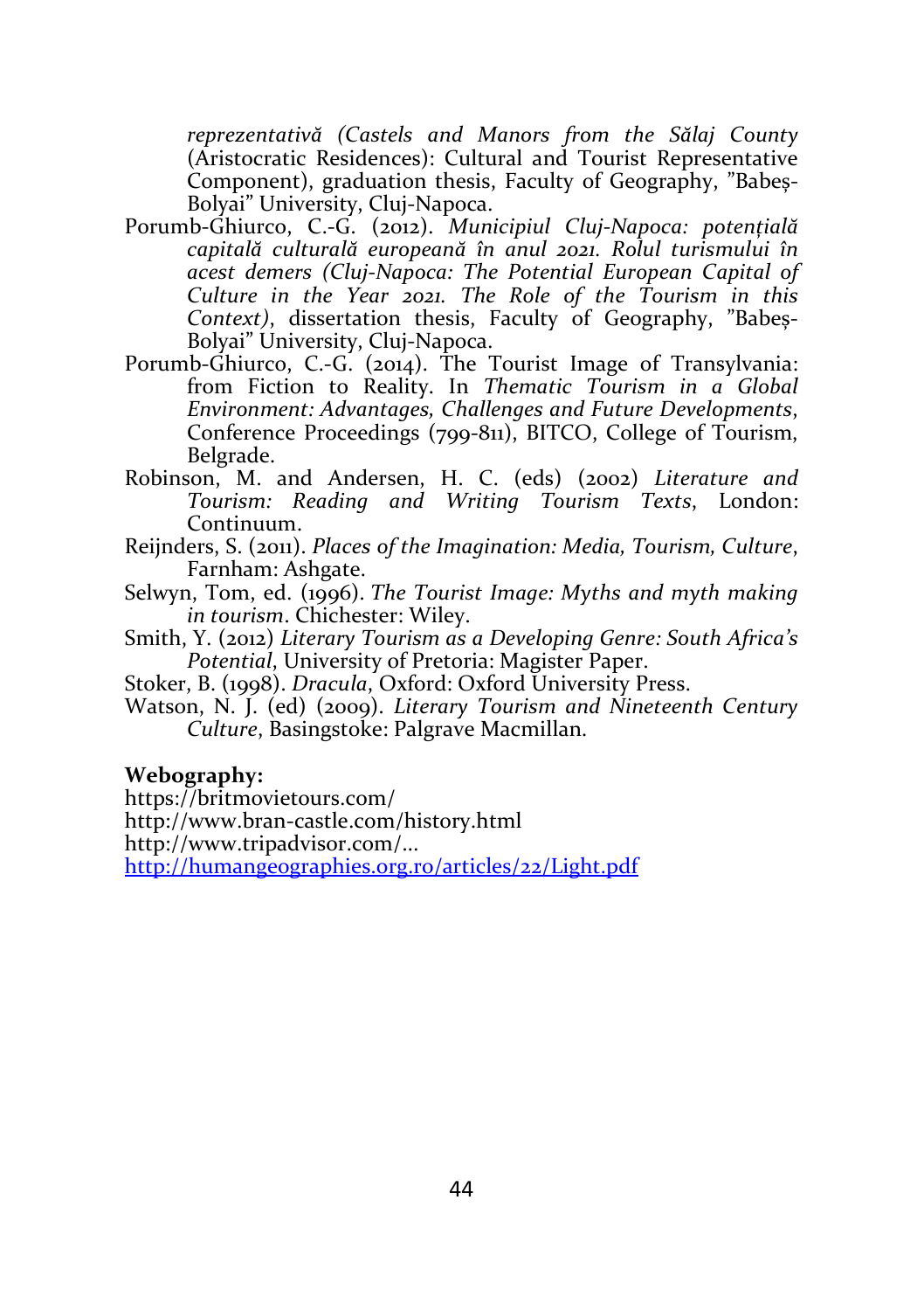*reprezentativă (Castels and Manors from the Sălaj County* (Aristocratic Residences): Cultural and Tourist Representative Component), graduation thesis, Faculty of Geography, "Babeș-Bolyai" University, Cluj-Napoca.

Porumb-Ghiurco, C.-G. (2012). *Municipiul Cluj-Napoca: potențială capitală culturală europeană în anul 2021. Rolul turismului în acest demers (Cluj-Napoca: The Potential European Capital of Culture in the Year 2021. The Role of the Tourism in this Context)*, dissertation thesis, Faculty of Geography, "Babeș-Bolyai" University, Cluj-Napoca.

Porumb-Ghiurco, C.-G. (2014). The Tourist Image of Transylvania: from Fiction to Reality. In *Thematic Tourism in a Global Environment: Advantages, Challenges and Future Developments*, Conference Proceedings (799-811), BITCO, College of Tourism, Belgrade.

Robinson, M. and Andersen, H. C. (eds) (2002) *Literature and Tourism: Reading and Writing Tourism Texts*, London: Continuum.

Reijnders, S. (2011). *Places of the Imagination: Media, Tourism, Culture*, Farnham: Ashgate.

Selwyn, Tom, ed. (1996). *The Tourist Image: Myths and myth making in tourism*. Chichester: Wiley.

Smith, Y. (2012) *Literary Tourism as a Developing Genre: South Africa's Potential*, University of Pretoria: Magister Paper.

Stoker, B. (1998). *Dracula*, Oxford: Oxford University Press.

Watson, N. J. (ed) (2009). *Literary Tourism and Nineteenth Century Culture*, Basingstoke: Palgrave Macmillan.

**Webography:**

https://britmovietours.com/

http://www.bran-castle.com/history.html

http://www.tripadvisor.com/...

http://humangeographies.org.ro/articles/22/Light.pdf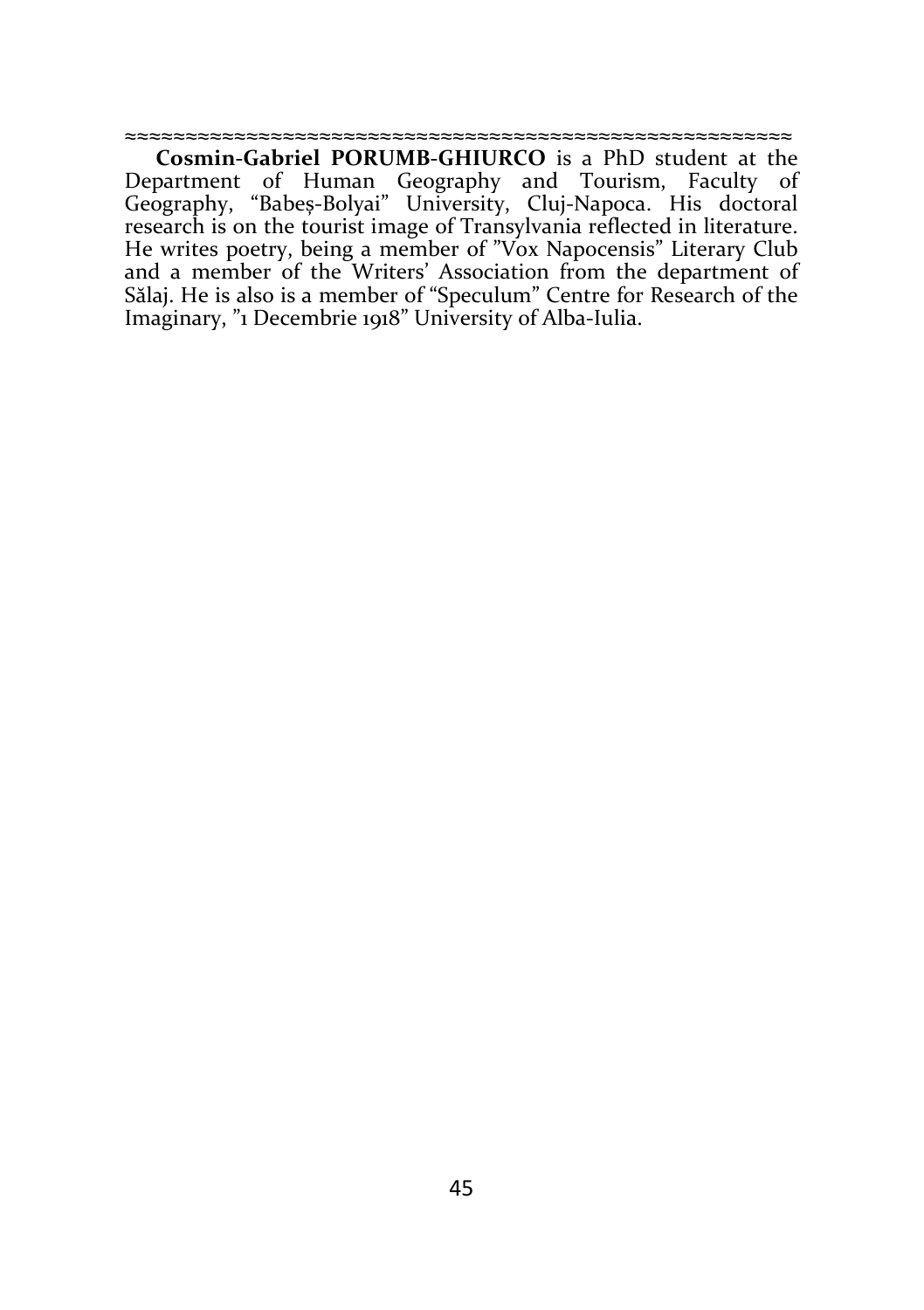≈≈≈≈≈≈≈≈≈≈≈≈≈≈≈≈≈≈≈≈≈≈≈≈≈≈≈≈≈≈≈≈≈≈≈≈≈≈≈≈≈≈≈≈≈≈≈≈≈≈≈≈

**Cosmin-Gabriel PORUMB-GHIURCO** is a PhD student at the Department of Human Geography and Tourism, Faculty of Geography, "Babeș-Bolyai" University, Cluj-Napoca. His doctoral research is on the tourist image of Transylvania reflected in literature. He writes poetry, being a member of ”Vox Napocensis” Literary Club and a member of the Writers' Association from the department of Sălaj. He is also is a member of "Speculum" Centre for Research of the Imaginary, ”1 Decembrie 1918” University of Alba-Iulia.